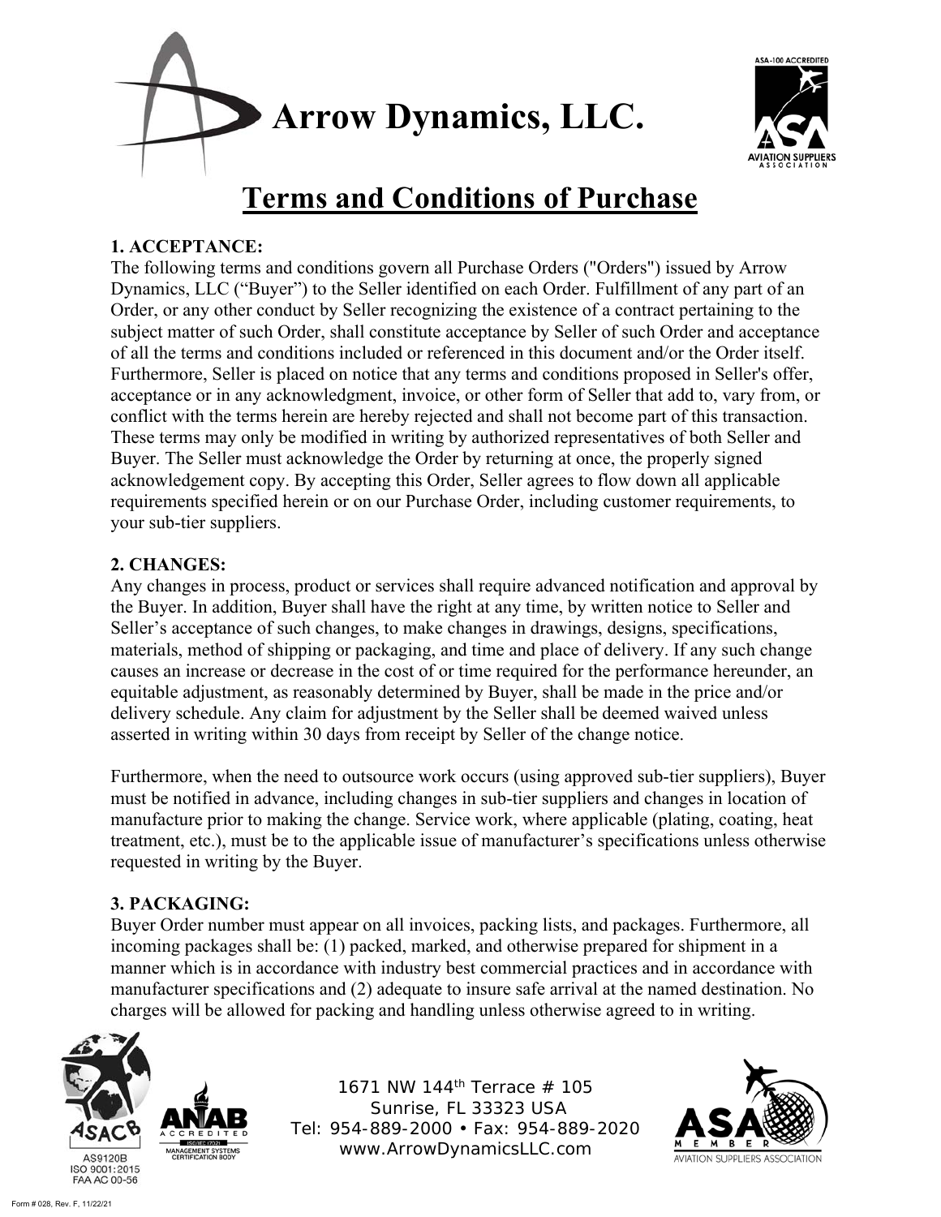# Arrow Dynamics, LLC.

## Terms and Conditions of Purchase

**1. ACCEPTANCE:**

The following terms and conditions govern all Purchase Orders ("Orders") issued by Arrow Dynamics, LLC ("Buyer") to the Seller identified on each Order. Fulfillment of any part of an Order, or any other conduct by Seller recognizing the existence of a contract pertaining to the subject matter of such Order, shall constitute acceptance by Seller of such Order and acceptance of all the terms and conditions included or referenced in this document and/or the Order itself. Furthermore, Seller is placed on notice that any terms and conditions proposed in Seller's offer, acceptance or in any acknowledgment, invoice, or other form of Seller that add to, vary from, or conflict with the terms herein are hereby rejected and shall not become part of this transaction. These terms may only be modified in writing by authorized representatives of both Seller and Buyer. The Seller must acknowledge the Order by returning at once, the properly signed acknowledgement copy. By accepting this Order, Seller agrees to flow down all applicable requirements specified herein or on our Purchase Order, including customer requirements, to your sub-tier suppliers.

**2. CHANGES:**

Any changes in process, product or services shall require advanced notification and approval by the Buyer. In addition, Buyer shall have the right at any time, by written notice to Seller and Seller's acceptance of such changes, to make changes in drawings, designs, specifications, materials, method of shipping or packaging, and time and place of delivery. If any such change causes an increase or decrease in the cost of or time required for the performance hereunder, an equitable adjustment, as reasonably determined by Buyer, shall be made in the price and/or delivery schedule. Any claim for adjustment by the Seller shall be deemed waived unless asserted in writing within 30 days from receipt by Seller of the change notice.

Furthermore, when the need to outsource work occurs (using approved sub-tier suppliers), Buyer must be notified in advance, including changes in sub-tier suppliers and changes in location of manufacture prior to making the change. Service work, where applicable (plating, coating, heat treatment, etc.), must be to the applicable issue of manufacturer's specifications unless otherwise requested in writing by the Buyer.

**3. PACKAGING:**

Buyer Order number must appear on all invoices, packing lists, and packages. Furthermore, all incoming packages shall be: (1) packed, marked, and otherwise prepared for shipment in a manner which is in accordance with industry best commercial practices and in accordance with manufacturer specifications and (2) adequate to insure safe arrival at the named destination. No charges will be allowed for packing and handling unless otherwise agreed to in writing.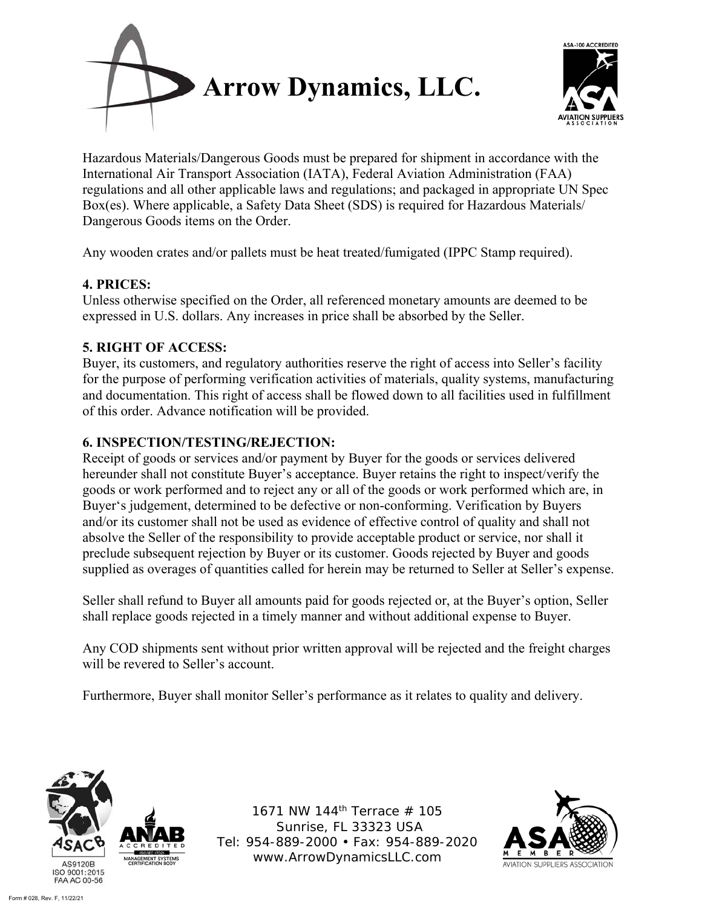Hazardous Materials/Dangerous Goods must be prepared for shipment in accordance with the International Air Transport Association (IATA), Federal Aviation Administration (FAA) regulations and all other applicable laws and regulations; and packaged in appropriate UN Spec Box(es). Where applicable, a Safety Data Sheet (SDS) is required for Hazardous Materials/ Dangerous Goods items on the Order.

Any wooden crates and/or pallets must be heat treated/fumigated (IPPC Stamp required).

**4. PRICES:**
Unless otherwise specified on the Order, all referenced monetary amounts are deemed to be expressed in U.S. dollars. Any increases in price shall be absorbed by the Seller.

**5. RIGHT OF ACCESS:**
Buyer, its customers, and regulatory authorities reserve the right of access into Seller's facility for the purpose of performing verification activities of materials, quality systems, manufacturing and documentation. This right of access shall be flowed down to all facilities used in fulfillment of this order. Advance notification will be provided.

**6. INSPECTION/TESTING/REJECTION:**
Receipt of goods or services and/or payment by Buyer for the goods or services delivered hereunder shall not constitute Buyer's acceptance. Buyer retains the right to inspect/verify the goods or work performed and to reject any or all of the goods or work performed which are, in Buyer's judgement, determined to be defective or non-conforming. Verification by Buyers and/or its customer shall not be used as evidence of effective control of quality and shall not absolve the Seller of the responsibility to provide acceptable product or service, nor shall it preclude subsequent rejection by Buyer or its customer. Goods rejected by Buyer and goods supplied as overages of quantities called for herein may be returned to Seller at Seller's expense.

Seller shall refund to Buyer all amounts paid for goods rejected or, at the Buyer's option, Seller shall replace goods rejected in a timely manner and without additional expense to Buyer.

Any COD shipments sent without prior written approval will be rejected and the freight charges will be revered to Seller's account.

Furthermore, Buyer shall monitor Seller's performance as it relates to quality and delivery.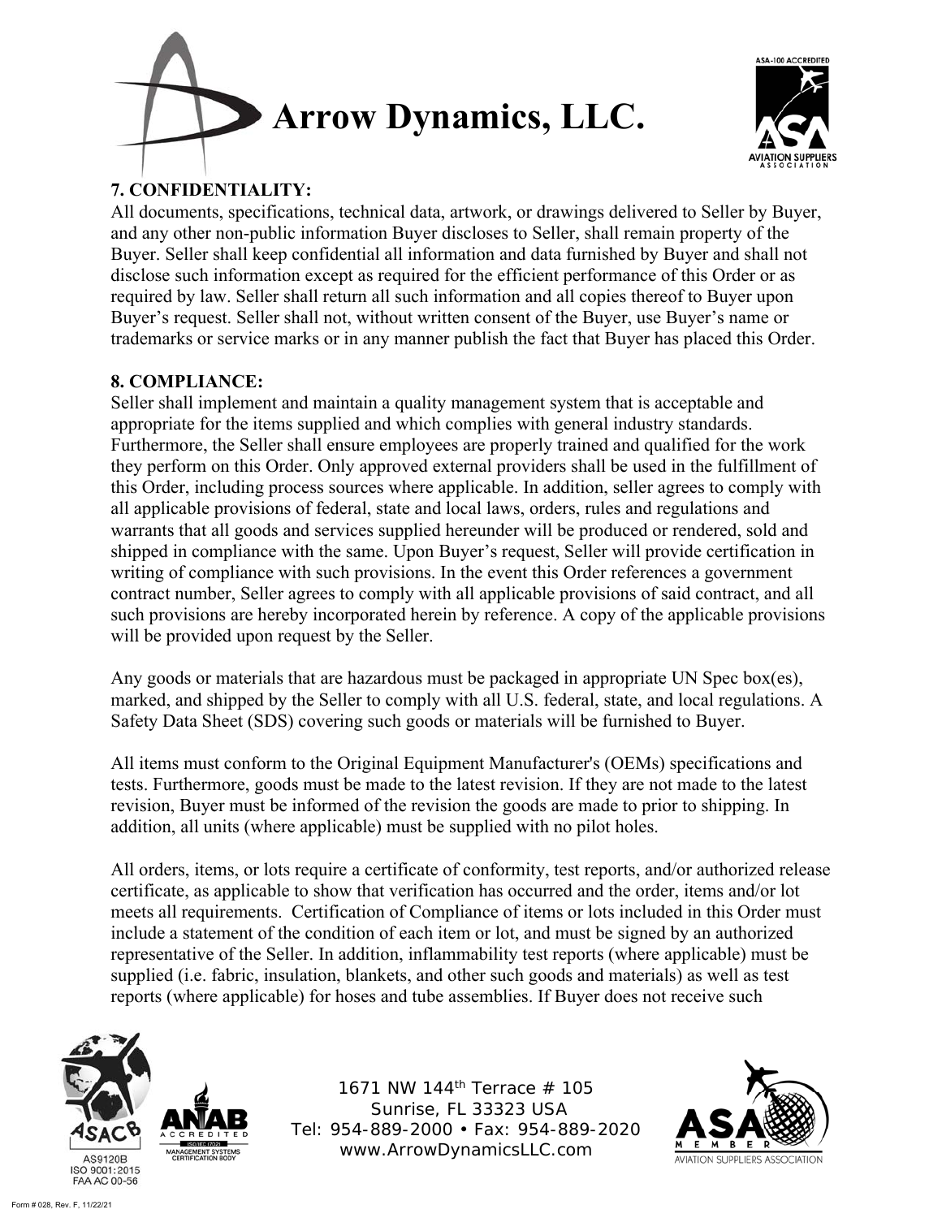### 7. CONFIDENTIALITY:

All documents, specifications, technical data, artwork, or drawings delivered to Seller by Buyer, and any other non-public information Buyer discloses to Seller, shall remain property of the Buyer. Seller shall keep confidential all information and data furnished by Buyer and shall not disclose such information except as required for the efficient performance of this Order or as required by law. Seller shall return all such information and all copies thereof to Buyer upon Buyer's request. Seller shall not, without written consent of the Buyer, use Buyer's name or trademarks or service marks or in any manner publish the fact that Buyer has placed this Order.

### 8. COMPLIANCE:

Seller shall implement and maintain a quality management system that is acceptable and appropriate for the items supplied and which complies with general industry standards. Furthermore, the Seller shall ensure employees are properly trained and qualified for the work they perform on this Order. Only approved external providers shall be used in the fulfillment of this Order, including process sources where applicable. In addition, seller agrees to comply with all applicable provisions of federal, state and local laws, orders, rules and regulations and warrants that all goods and services supplied hereunder will be produced or rendered, sold and shipped in compliance with the same. Upon Buyer's request, Seller will provide certification in writing of compliance with such provisions. In the event this Order references a government contract number, Seller agrees to comply with all applicable provisions of said contract, and all such provisions are hereby incorporated herein by reference. A copy of the applicable provisions will be provided upon request by the Seller.

Any goods or materials that are hazardous must be packaged in appropriate UN Spec box(es), marked, and shipped by the Seller to comply with all U.S. federal, state, and local regulations. A Safety Data Sheet (SDS) covering such goods or materials will be furnished to Buyer.

All items must conform to the Original Equipment Manufacturer's (OEMs) specifications and tests. Furthermore, goods must be made to the latest revision. If they are not made to the latest revision, Buyer must be informed of the revision the goods are made to prior to shipping. In addition, all units (where applicable) must be supplied with no pilot holes.

All orders, items, or lots require a certificate of conformity, test reports, and/or authorized release certificate, as applicable to show that verification has occurred and the order, items and/or lot meets all requirements. Certification of Compliance of items or lots included in this Order must include a statement of the condition of each item or lot, and must be signed by an authorized representative of the Seller. In addition, inflammability test reports (where applicable) must be supplied (i.e. fabric, insulation, blankets, and other such goods and materials) as well as test reports (where applicable) for hoses and tube assemblies. If Buyer does not receive such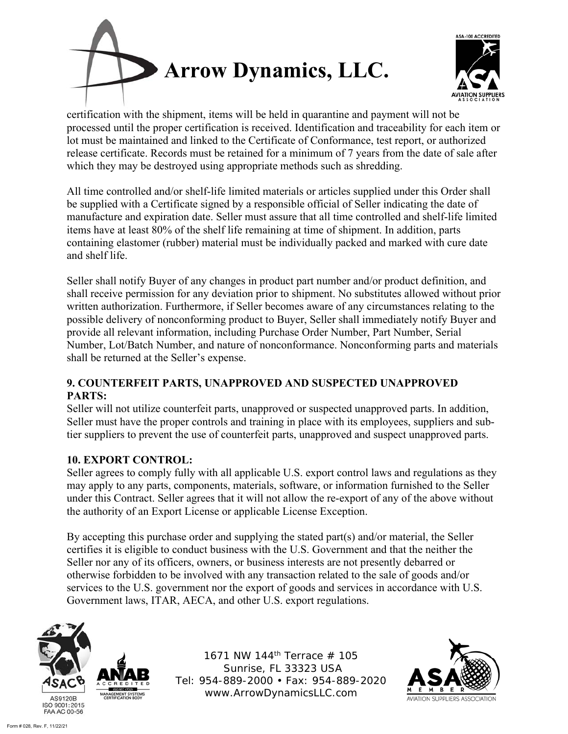certification with the shipment, items will be held in quarantine and payment will not be processed until the proper certification is received. Identification and traceability for each item or lot must be maintained and linked to the Certificate of Conformance, test report, or authorized release certificate. Records must be retained for a minimum of 7 years from the date of sale after which they may be destroyed using appropriate methods such as shredding.

All time controlled and/or shelf-life limited materials or articles supplied under this Order shall be supplied with a Certificate signed by a responsible official of Seller indicating the date of manufacture and expiration date. Seller must assure that all time controlled and shelf-life limited items have at least 80% of the shelf life remaining at time of shipment. In addition, parts containing elastomer (rubber) material must be individually packed and marked with cure date and shelf life.

Seller shall notify Buyer of any changes in product part number and/or product definition, and shall receive permission for any deviation prior to shipment. No substitutes allowed without prior written authorization. Furthermore, if Seller becomes aware of any circumstances relating to the possible delivery of nonconforming product to Buyer, Seller shall immediately notify Buyer and provide all relevant information, including Purchase Order Number, Part Number, Serial Number, Lot/Batch Number, and nature of nonconformance. Nonconforming parts and materials shall be returned at the Seller's expense.

**9. COUNTERFEIT PARTS, UNAPPROVED AND SUSPECTED UNAPPROVED PARTS:**

Seller will not utilize counterfeit parts, unapproved or suspected unapproved parts. In addition, Seller must have the proper controls and training in place with its employees, suppliers and sub-tier suppliers to prevent the use of counterfeit parts, unapproved and suspect unapproved parts.

**10. EXPORT CONTROL:**

Seller agrees to comply fully with all applicable U.S. export control laws and regulations as they may apply to any parts, components, materials, software, or information furnished to the Seller under this Contract. Seller agrees that it will not allow the re-export of any of the above without the authority of an Export License or applicable License Exception.

By accepting this purchase order and supplying the stated part(s) and/or material, the Seller certifies it is eligible to conduct business with the U.S. Government and that the neither the Seller nor any of its officers, owners, or business interests are not presently debarred or otherwise forbidden to be involved with any transaction related to the sale of goods and/or services to the U.S. government nor the export of goods and services in accordance with U.S. Government laws, ITAR, AECA, and other U.S. export regulations.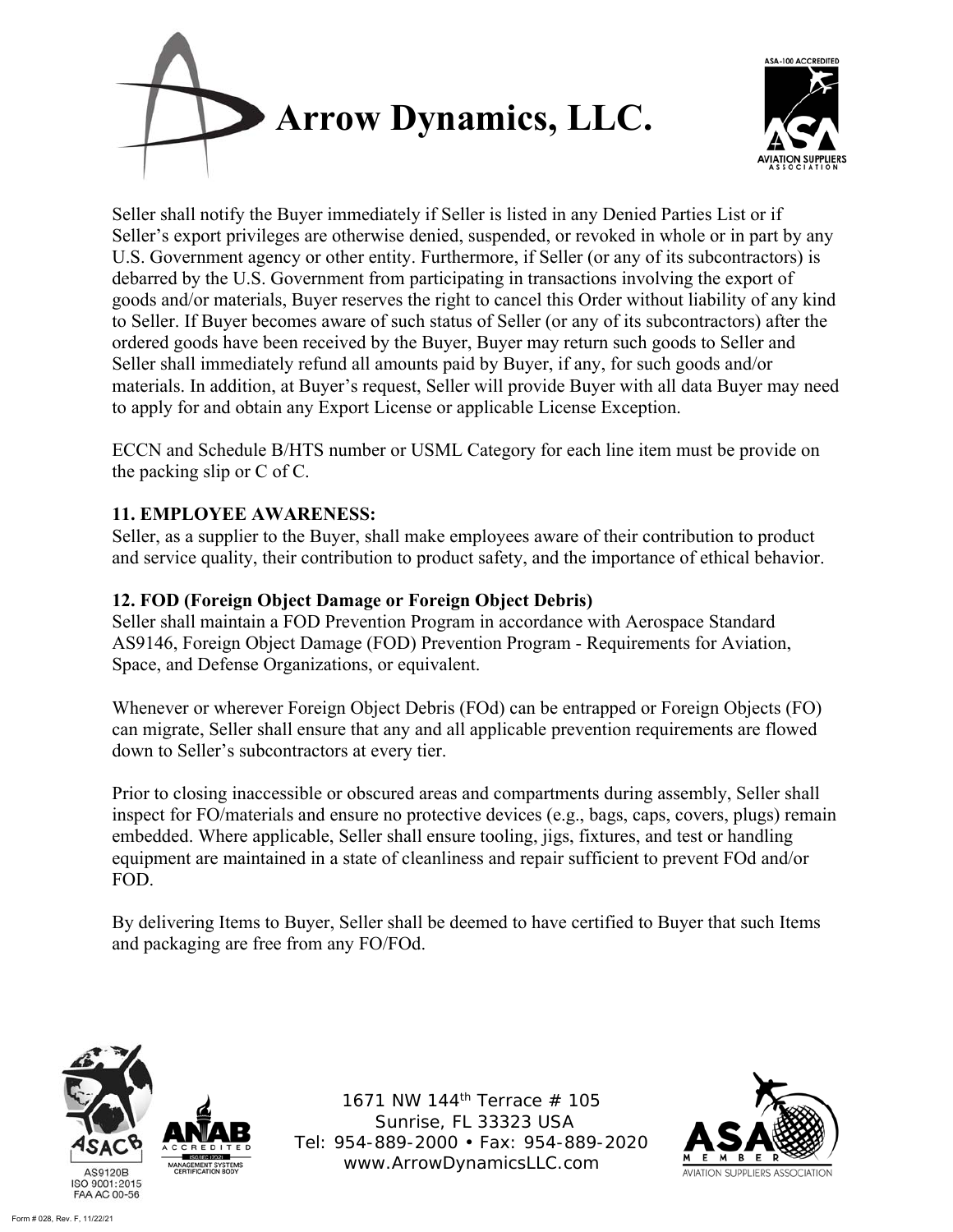Seller shall notify the Buyer immediately if Seller is listed in any Denied Parties List or if Seller's export privileges are otherwise denied, suspended, or revoked in whole or in part by any U.S. Government agency or other entity. Furthermore, if Seller (or any of its subcontractors) is debarred by the U.S. Government from participating in transactions involving the export of goods and/or materials, Buyer reserves the right to cancel this Order without liability of any kind to Seller. If Buyer becomes aware of such status of Seller (or any of its subcontractors) after the ordered goods have been received by the Buyer, Buyer may return such goods to Seller and Seller shall immediately refund all amounts paid by Buyer, if any, for such goods and/or materials. In addition, at Buyer's request, Seller will provide Buyer with all data Buyer may need to apply for and obtain any Export License or applicable License Exception.

ECCN and Schedule B/HTS number or USML Category for each line item must be provide on the packing slip or C of C.

**11. EMPLOYEE AWARENESS:**

Seller, as a supplier to the Buyer, shall make employees aware of their contribution to product and service quality, their contribution to product safety, and the importance of ethical behavior.

**12. FOD (Foreign Object Damage or Foreign Object Debris)**

Seller shall maintain a FOD Prevention Program in accordance with Aerospace Standard AS9146, Foreign Object Damage (FOD) Prevention Program - Requirements for Aviation, Space, and Defense Organizations, or equivalent.

Whenever or wherever Foreign Object Debris (FOd) can be entrapped or Foreign Objects (FO) can migrate, Seller shall ensure that any and all applicable prevention requirements are flowed down to Seller's subcontractors at every tier.

Prior to closing inaccessible or obscured areas and compartments during assembly, Seller shall inspect for FO/materials and ensure no protective devices (e.g., bags, caps, covers, plugs) remain embedded. Where applicable, Seller shall ensure tooling, jigs, fixtures, and test or handling equipment are maintained in a state of cleanliness and repair sufficient to prevent FOd and/or FOD.

By delivering Items to Buyer, Seller shall be deemed to have certified to Buyer that such Items and packaging are free from any FO/FOd.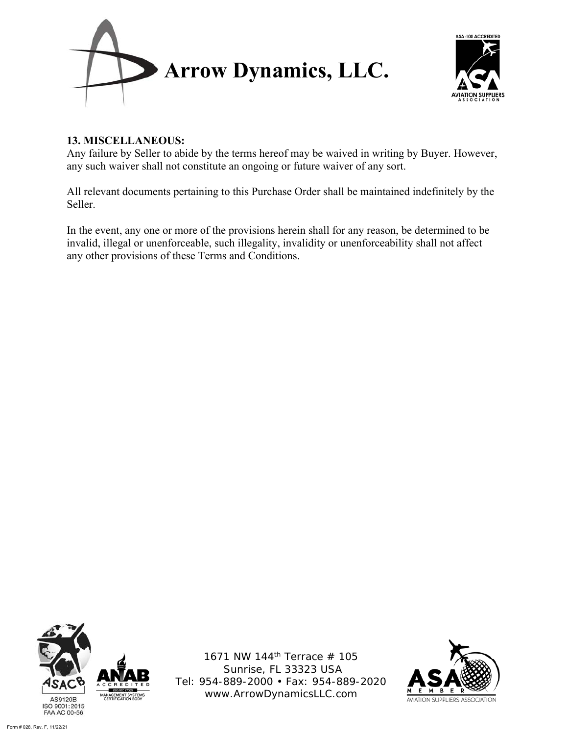## 13. MISCELLANEOUS:

Any failure by Seller to abide by the terms hereof may be waived in writing by Buyer. However, any such waiver shall not constitute an ongoing or future waiver of any sort.

All relevant documents pertaining to this Purchase Order shall be maintained indefinitely by the Seller.

In the event, any one or more of the provisions herein shall for any reason, be determined to be invalid, illegal or unenforceable, such illegality, invalidity or unenforceability shall not affect any other provisions of these Terms and Conditions.